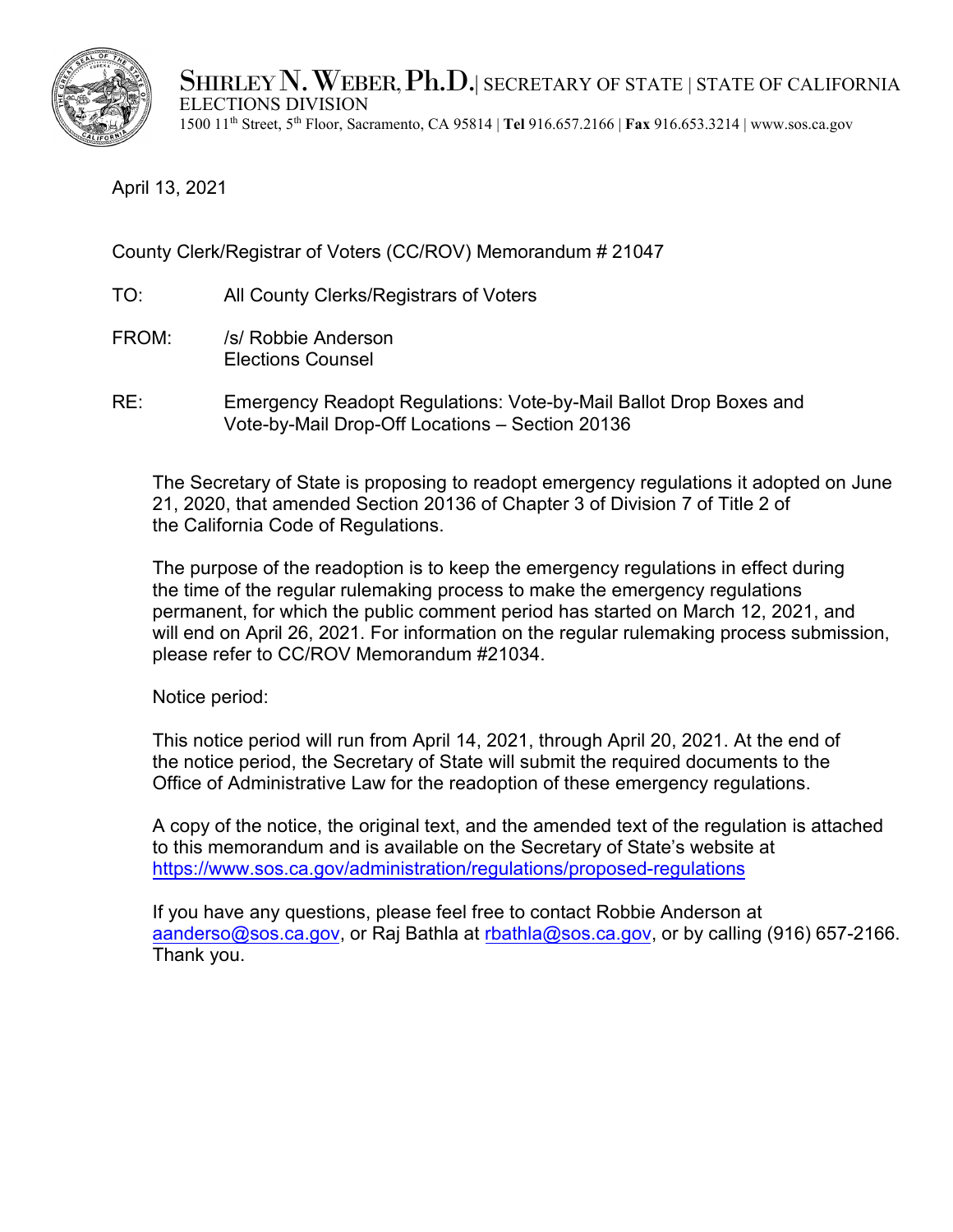SHIRLEY N. WEBER, Ph.D. | SECRETARY OF STATE | STATE OF CALIFORNIA
ELECTIONS DIVISION
1500 11th Street, 5th Floor, Sacramento, CA 95814 | **Tel** 916.657.2166 | **Fax** 916.653.3214 | www.sos.ca.gov

April 13, 2021

County Clerk/Registrar of Voters (CC/ROV) Memorandum # 21047

TO: All County Clerks/Registrars of Voters

FROM: /s/ Robbie Anderson
Elections Counsel

RE: Emergency Readopt Regulations: Vote-by-Mail Ballot Drop Boxes and Vote-by-Mail Drop-Off Locations – Section 20136

The Secretary of State is proposing to readopt emergency regulations it adopted on June 21, 2020, that amended Section 20136 of Chapter 3 of Division 7 of Title 2 of the California Code of Regulations.

The purpose of the readoption is to keep the emergency regulations in effect during the time of the regular rulemaking process to make the emergency regulations permanent, for which the public comment period has started on March 12, 2021, and will end on April 26, 2021. For information on the regular rulemaking process submission, please refer to CC/ROV Memorandum #21034.

Notice period:

This notice period will run from April 14, 2021, through April 20, 2021. At the end of the notice period, the Secretary of State will submit the required documents to the Office of Administrative Law for the readoption of these emergency regulations.

A copy of the notice, the original text, and the amended text of the regulation is attached to this memorandum and is available on the Secretary of State's website at https://www.sos.ca.gov/administration/regulations/proposed-regulations

If you have any questions, please feel free to contact Robbie Anderson at aanderso@sos.ca.gov, or Raj Bathla at rbathla@sos.ca.gov, or by calling (916) 657-2166. Thank you.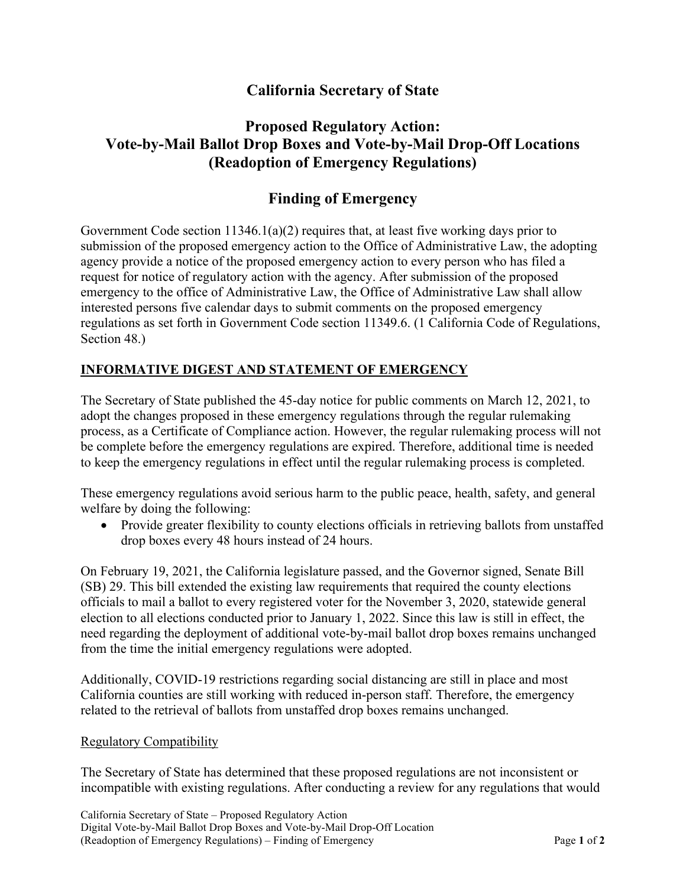# California Secretary of State

## Proposed Regulatory Action: Vote-by-Mail Ballot Drop Boxes and Vote-by-Mail Drop-Off Locations (Readoption of Emergency Regulations)

## Finding of Emergency

Government Code section 11346.1(a)(2) requires that, at least five working days prior to submission of the proposed emergency action to the Office of Administrative Law, the adopting agency provide a notice of the proposed emergency action to every person who has filed a request for notice of regulatory action with the agency. After submission of the proposed emergency to the office of Administrative Law, the Office of Administrative Law shall allow interested persons five calendar days to submit comments on the proposed emergency regulations as set forth in Government Code section 11349.6. (1 California Code of Regulations, Section 48.)

### INFORMATIVE DIGEST AND STATEMENT OF EMERGENCY

The Secretary of State published the 45-day notice for public comments on March 12, 2021, to adopt the changes proposed in these emergency regulations through the regular rulemaking process, as a Certificate of Compliance action. However, the regular rulemaking process will not be complete before the emergency regulations are expired. Therefore, additional time is needed to keep the emergency regulations in effect until the regular rulemaking process is completed.

These emergency regulations avoid serious harm to the public peace, health, safety, and general welfare by doing the following:

- Provide greater flexibility to county elections officials in retrieving ballots from unstaffed drop boxes every 48 hours instead of 24 hours.

On February 19, 2021, the California legislature passed, and the Governor signed, Senate Bill (SB) 29. This bill extended the existing law requirements that required the county elections officials to mail a ballot to every registered voter for the November 3, 2020, statewide general election to all elections conducted prior to January 1, 2022. Since this law is still in effect, the need regarding the deployment of additional vote-by-mail ballot drop boxes remains unchanged from the time the initial emergency regulations were adopted.

Additionally, COVID-19 restrictions regarding social distancing are still in place and most California counties are still working with reduced in-person staff. Therefore, the emergency related to the retrieval of ballots from unstaffed drop boxes remains unchanged.

Regulatory Compatibility

The Secretary of State has determined that these proposed regulations are not inconsistent or incompatible with existing regulations. After conducting a review for any regulations that would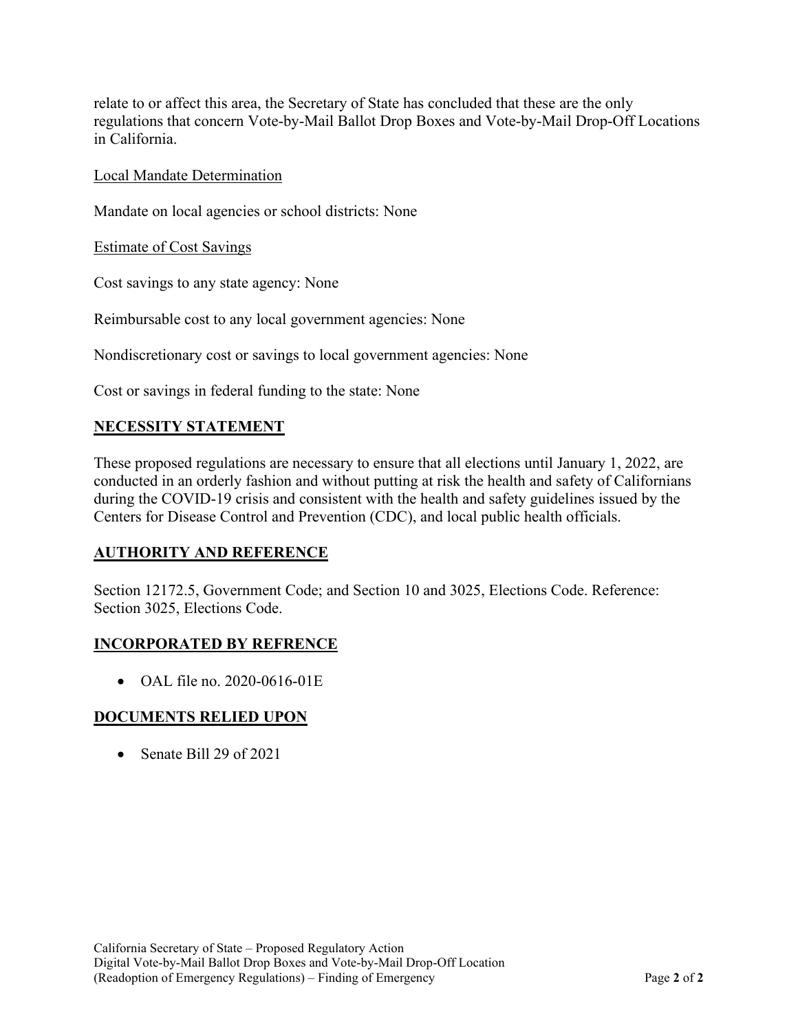relate to or affect this area, the Secretary of State has concluded that these are the only regulations that concern Vote-by-Mail Ballot Drop Boxes and Vote-by-Mail Drop-Off Locations in California.

Local Mandate Determination

Mandate on local agencies or school districts: None

Estimate of Cost Savings

Cost savings to any state agency: None

Reimbursable cost to any local government agencies: None

Nondiscretionary cost or savings to local government agencies: None

Cost or savings in federal funding to the state: None

## **NECESSITY STATEMENT**

These proposed regulations are necessary to ensure that all elections until January 1, 2022, are conducted in an orderly fashion and without putting at risk the health and safety of Californians during the COVID-19 crisis and consistent with the health and safety guidelines issued by the Centers for Disease Control and Prevention (CDC), and local public health officials.

## **AUTHORITY AND REFERENCE**

Section 12172.5, Government Code; and Section 10 and 3025, Elections Code. Reference: Section 3025, Elections Code.

## **INCORPORATED BY REFRENCE**

- OAL file no. 2020-0616-01E

## **DOCUMENTS RELIED UPON**

- Senate Bill 29 of 2021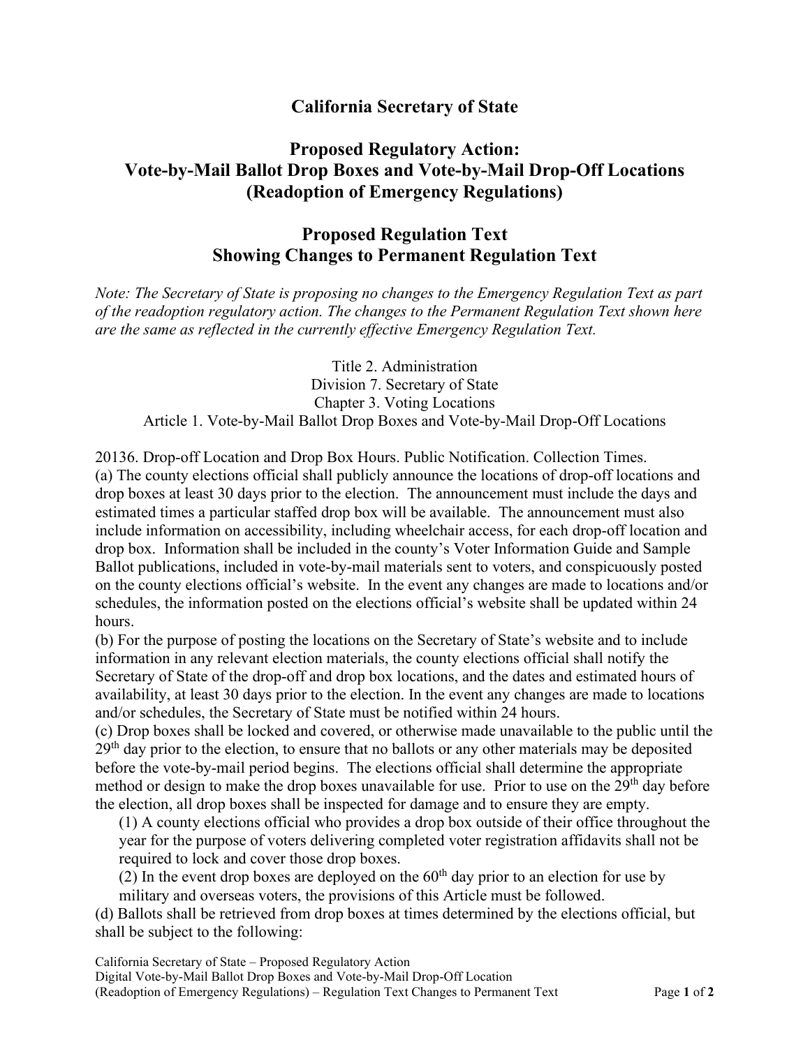**California Secretary of State**

**Proposed Regulatory Action:**
**Vote-by-Mail Ballot Drop Boxes and Vote-by-Mail Drop-Off Locations**
**(Readoption of Emergency Regulations)**

**Proposed Regulation Text**
**Showing Changes to Permanent Regulation Text**

*Note: The Secretary of State is proposing no changes to the Emergency Regulation Text as part of the readoption regulatory action. The changes to the Permanent Regulation Text shown here are the same as reflected in the currently effective Emergency Regulation Text.*

Title 2. Administration
Division 7. Secretary of State
Chapter 3. Voting Locations
Article 1. Vote-by-Mail Ballot Drop Boxes and Vote-by-Mail Drop-Off Locations

20136. Drop-off Location and Drop Box Hours. Public Notification. Collection Times.

(a) The county elections official shall publicly announce the locations of drop-off locations and drop boxes at least 30 days prior to the election. The announcement must include the days and estimated times a particular staffed drop box will be available. The announcement must also include information on accessibility, including wheelchair access, for each drop-off location and drop box. Information shall be included in the county's Voter Information Guide and Sample Ballot publications, included in vote-by-mail materials sent to voters, and conspicuously posted on the county elections official's website. In the event any changes are made to locations and/or schedules, the information posted on the elections official's website shall be updated within 24 hours.

(b) For the purpose of posting the locations on the Secretary of State's website and to include information in any relevant election materials, the county elections official shall notify the Secretary of State of the drop-off and drop box locations, and the dates and estimated hours of availability, at least 30 days prior to the election. In the event any changes are made to locations and/or schedules, the Secretary of State must be notified within 24 hours.

(c) Drop boxes shall be locked and covered, or otherwise made unavailable to the public until the 29th day prior to the election, to ensure that no ballots or any other materials may be deposited before the vote-by-mail period begins. The elections official shall determine the appropriate method or design to make the drop boxes unavailable for use. Prior to use on the 29th day before the election, all drop boxes shall be inspected for damage and to ensure they are empty.

(1) A county elections official who provides a drop box outside of their office throughout the year for the purpose of voters delivering completed voter registration affidavits shall not be required to lock and cover those drop boxes.

(2) In the event drop boxes are deployed on the 60th day prior to an election for use by military and overseas voters, the provisions of this Article must be followed.

(d) Ballots shall be retrieved from drop boxes at times determined by the elections official, but shall be subject to the following: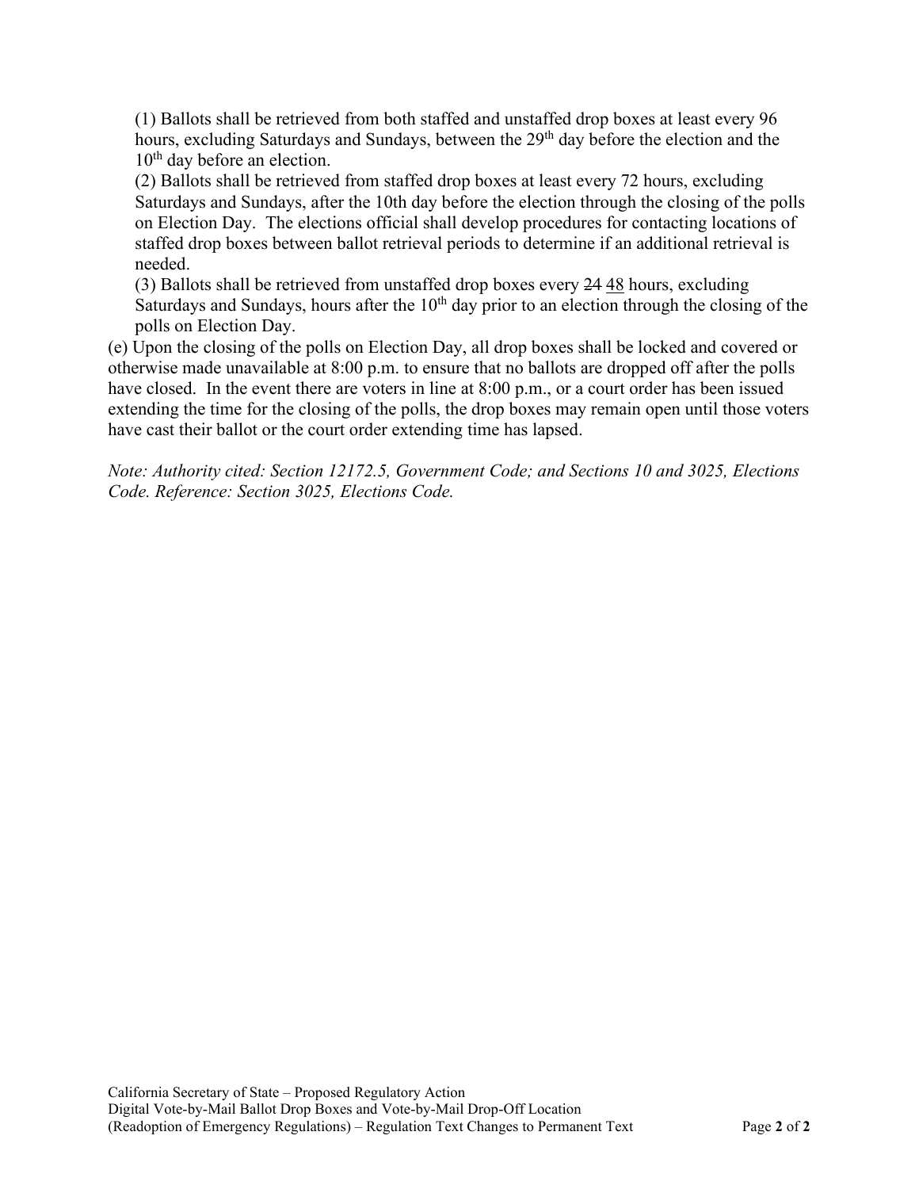(1) Ballots shall be retrieved from both staffed and unstaffed drop boxes at least every 96 hours, excluding Saturdays and Sundays, between the 29th day before the election and the 10th day before an election.

(2) Ballots shall be retrieved from staffed drop boxes at least every 72 hours, excluding Saturdays and Sundays, after the 10th day before the election through the closing of the polls on Election Day. The elections official shall develop procedures for contacting locations of staffed drop boxes between ballot retrieval periods to determine if an additional retrieval is needed.

(3) Ballots shall be retrieved from unstaffed drop boxes every ~~24~~ <u>48</u> hours, excluding Saturdays and Sundays, hours after the 10th day prior to an election through the closing of the polls on Election Day.

(e) Upon the closing of the polls on Election Day, all drop boxes shall be locked and covered or otherwise made unavailable at 8:00 p.m. to ensure that no ballots are dropped off after the polls have closed. In the event there are voters in line at 8:00 p.m., or a court order has been issued extending the time for the closing of the polls, the drop boxes may remain open until those voters have cast their ballot or the court order extending time has lapsed.

*Note: Authority cited: Section 12172.5, Government Code; and Sections 10 and 3025, Elections Code. Reference: Section 3025, Elections Code.*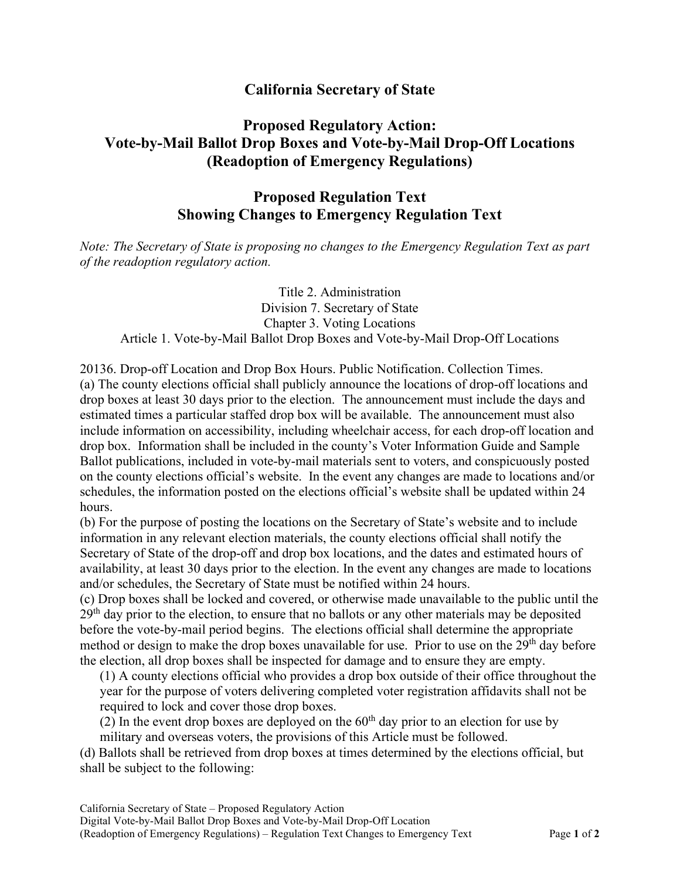# California Secretary of State

## Proposed Regulatory Action: Vote-by-Mail Ballot Drop Boxes and Vote-by-Mail Drop-Off Locations (Readoption of Emergency Regulations)

## Proposed Regulation Text Showing Changes to Emergency Regulation Text

*Note: The Secretary of State is proposing no changes to the Emergency Regulation Text as part of the readoption regulatory action.*

Title 2. Administration
Division 7. Secretary of State
Chapter 3. Voting Locations
Article 1. Vote-by-Mail Ballot Drop Boxes and Vote-by-Mail Drop-Off Locations

20136. Drop-off Location and Drop Box Hours. Public Notification. Collection Times.

(a) The county elections official shall publicly announce the locations of drop-off locations and drop boxes at least 30 days prior to the election. The announcement must include the days and estimated times a particular staffed drop box will be available. The announcement must also include information on accessibility, including wheelchair access, for each drop-off location and drop box. Information shall be included in the county's Voter Information Guide and Sample Ballot publications, included in vote-by-mail materials sent to voters, and conspicuously posted on the county elections official's website. In the event any changes are made to locations and/or schedules, the information posted on the elections official's website shall be updated within 24 hours.

(b) For the purpose of posting the locations on the Secretary of State's website and to include information in any relevant election materials, the county elections official shall notify the Secretary of State of the drop-off and drop box locations, and the dates and estimated hours of availability, at least 30 days prior to the election. In the event any changes are made to locations and/or schedules, the Secretary of State must be notified within 24 hours.

(c) Drop boxes shall be locked and covered, or otherwise made unavailable to the public until the 29th day prior to the election, to ensure that no ballots or any other materials may be deposited before the vote-by-mail period begins. The elections official shall determine the appropriate method or design to make the drop boxes unavailable for use. Prior to use on the 29th day before the election, all drop boxes shall be inspected for damage and to ensure they are empty.

(1) A county elections official who provides a drop box outside of their office throughout the year for the purpose of voters delivering completed voter registration affidavits shall not be required to lock and cover those drop boxes.

(2) In the event drop boxes are deployed on the 60th day prior to an election for use by military and overseas voters, the provisions of this Article must be followed.

(d) Ballots shall be retrieved from drop boxes at times determined by the elections official, but shall be subject to the following: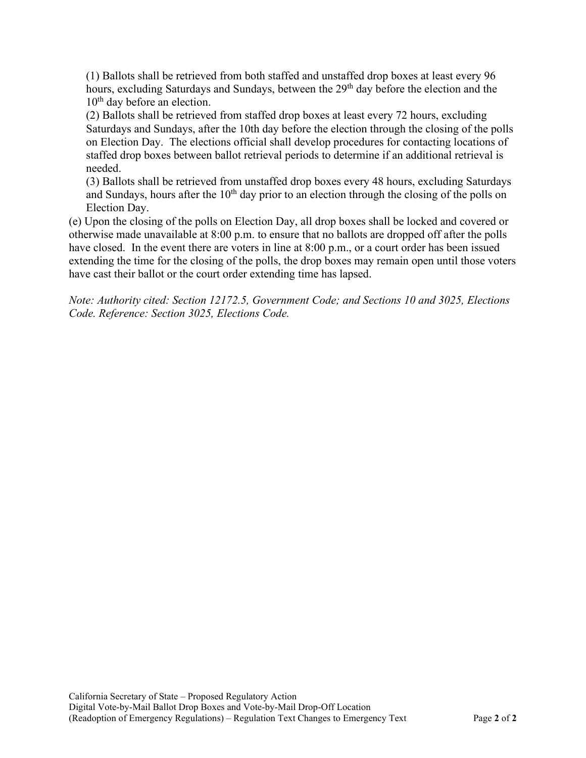(1) Ballots shall be retrieved from both staffed and unstaffed drop boxes at least every 96 hours, excluding Saturdays and Sundays, between the 29th day before the election and the 10th day before an election.

(2) Ballots shall be retrieved from staffed drop boxes at least every 72 hours, excluding Saturdays and Sundays, after the 10th day before the election through the closing of the polls on Election Day. The elections official shall develop procedures for contacting locations of staffed drop boxes between ballot retrieval periods to determine if an additional retrieval is needed.

(3) Ballots shall be retrieved from unstaffed drop boxes every 48 hours, excluding Saturdays and Sundays, hours after the 10th day prior to an election through the closing of the polls on Election Day.

(e) Upon the closing of the polls on Election Day, all drop boxes shall be locked and covered or otherwise made unavailable at 8:00 p.m. to ensure that no ballots are dropped off after the polls have closed. In the event there are voters in line at 8:00 p.m., or a court order has been issued extending the time for the closing of the polls, the drop boxes may remain open until those voters have cast their ballot or the court order extending time has lapsed.

*Note: Authority cited: Section 12172.5, Government Code; and Sections 10 and 3025, Elections Code. Reference: Section 3025, Elections Code.*